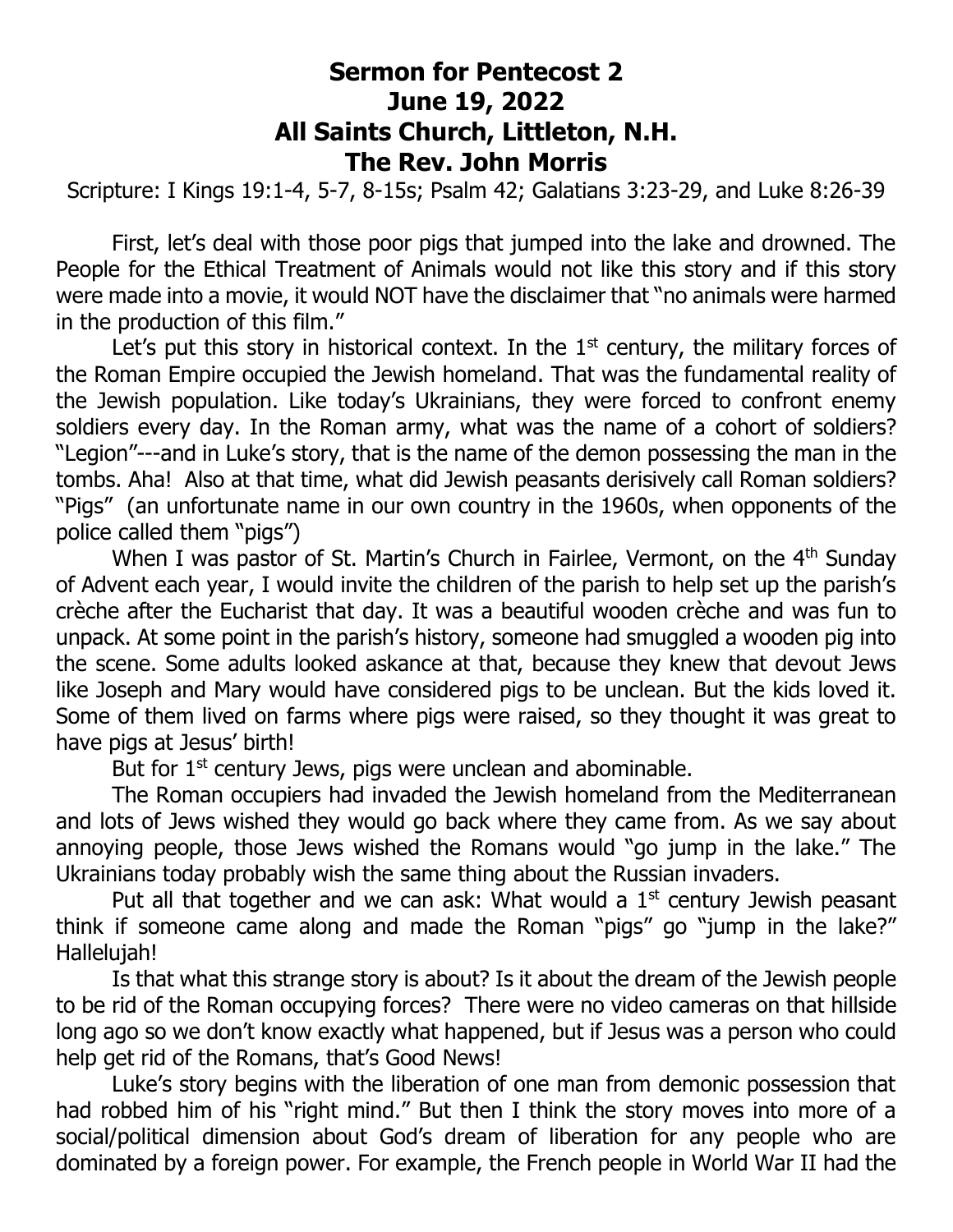# Sermon for Pentecost 2
# June 19, 2022
# All Saints Church, Littleton, N.H.
# The Rev. John Morris

Scripture: I Kings 19:1-4, 5-7, 8-15s; Psalm 42; Galatians 3:23-29, and Luke 8:26-39

First, let's deal with those poor pigs that jumped into the lake and drowned. The People for the Ethical Treatment of Animals would not like this story and if this story were made into a movie, it would NOT have the disclaimer that "no animals were harmed in the production of this film."

Let's put this story in historical context. In the 1st century, the military forces of the Roman Empire occupied the Jewish homeland. That was the fundamental reality of the Jewish population. Like today's Ukrainians, they were forced to confront enemy soldiers every day. In the Roman army, what was the name of a cohort of soldiers? "Legion"---and in Luke's story, that is the name of the demon possessing the man in the tombs. Aha! Also at that time, what did Jewish peasants derisively call Roman soldiers? "Pigs" (an unfortunate name in our own country in the 1960s, when opponents of the police called them "pigs")

When I was pastor of St. Martin's Church in Fairlee, Vermont, on the 4th Sunday of Advent each year, I would invite the children of the parish to help set up the parish's crèche after the Eucharist that day. It was a beautiful wooden crèche and was fun to unpack. At some point in the parish's history, someone had smuggled a wooden pig into the scene. Some adults looked askance at that, because they knew that devout Jews like Joseph and Mary would have considered pigs to be unclean. But the kids loved it. Some of them lived on farms where pigs were raised, so they thought it was great to have pigs at Jesus' birth!

But for 1st century Jews, pigs were unclean and abominable.

The Roman occupiers had invaded the Jewish homeland from the Mediterranean and lots of Jews wished they would go back where they came from. As we say about annoying people, those Jews wished the Romans would "go jump in the lake." The Ukrainians today probably wish the same thing about the Russian invaders.

Put all that together and we can ask: What would a 1st century Jewish peasant think if someone came along and made the Roman "pigs" go "jump in the lake?" Hallelujah!

Is that what this strange story is about? Is it about the dream of the Jewish people to be rid of the Roman occupying forces? There were no video cameras on that hillside long ago so we don't know exactly what happened, but if Jesus was a person who could help get rid of the Romans, that's Good News!

Luke's story begins with the liberation of one man from demonic possession that had robbed him of his "right mind." But then I think the story moves into more of a social/political dimension about God's dream of liberation for any people who are dominated by a foreign power. For example, the French people in World War II had the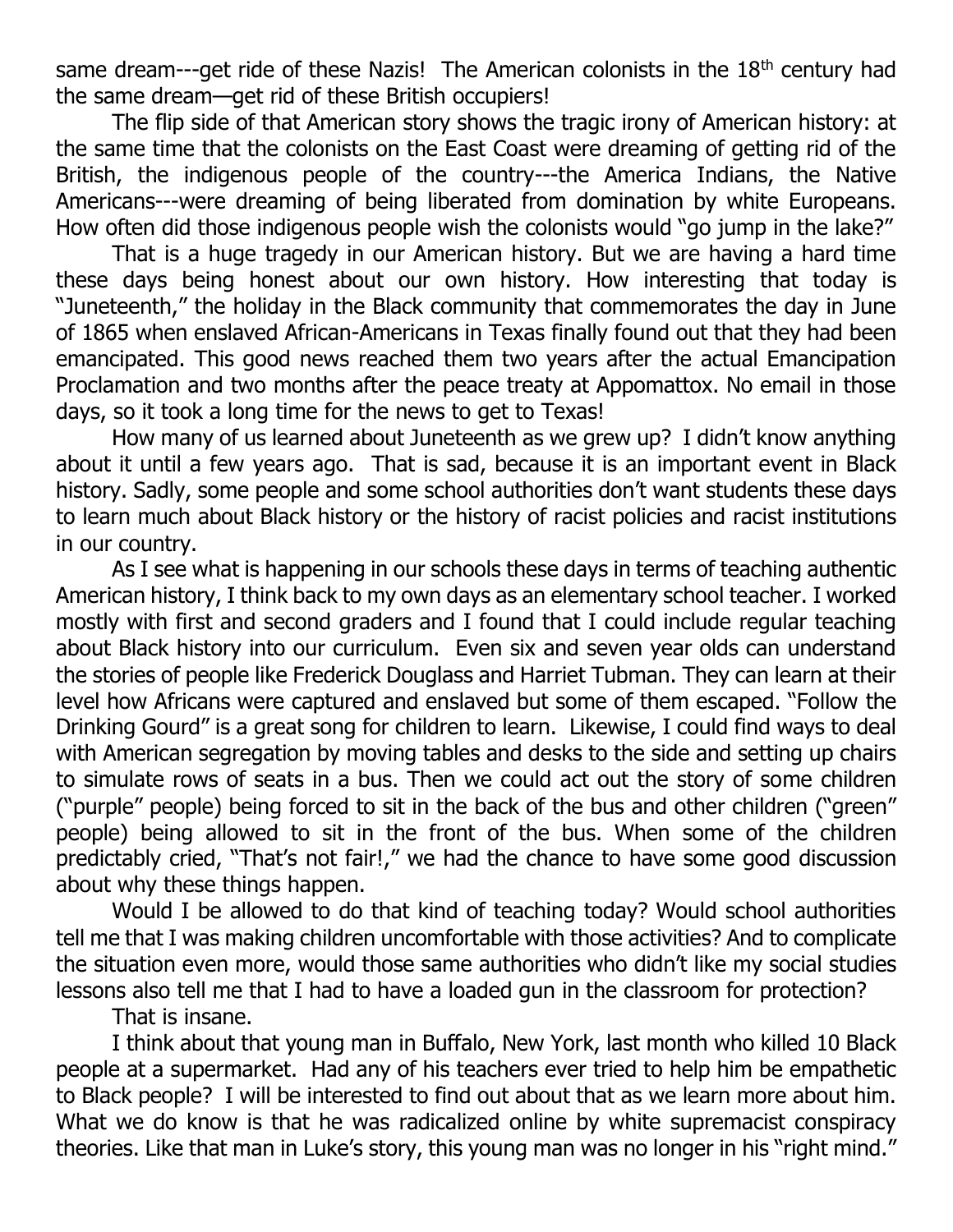same dream---get ride of these Nazis! The American colonists in the 18th century had the same dream—get rid of these British occupiers!

The flip side of that American story shows the tragic irony of American history: at the same time that the colonists on the East Coast were dreaming of getting rid of the British, the indigenous people of the country---the America Indians, the Native Americans---were dreaming of being liberated from domination by white Europeans. How often did those indigenous people wish the colonists would "go jump in the lake?"

That is a huge tragedy in our American history. But we are having a hard time these days being honest about our own history. How interesting that today is "Juneteenth," the holiday in the Black community that commemorates the day in June of 1865 when enslaved African-Americans in Texas finally found out that they had been emancipated. This good news reached them two years after the actual Emancipation Proclamation and two months after the peace treaty at Appomattox. No email in those days, so it took a long time for the news to get to Texas!

How many of us learned about Juneteenth as we grew up? I didn't know anything about it until a few years ago. That is sad, because it is an important event in Black history. Sadly, some people and some school authorities don't want students these days to learn much about Black history or the history of racist policies and racist institutions in our country.

As I see what is happening in our schools these days in terms of teaching authentic American history, I think back to my own days as an elementary school teacher. I worked mostly with first and second graders and I found that I could include regular teaching about Black history into our curriculum. Even six and seven year olds can understand the stories of people like Frederick Douglass and Harriet Tubman. They can learn at their level how Africans were captured and enslaved but some of them escaped. "Follow the Drinking Gourd" is a great song for children to learn. Likewise, I could find ways to deal with American segregation by moving tables and desks to the side and setting up chairs to simulate rows of seats in a bus. Then we could act out the story of some children ("purple" people) being forced to sit in the back of the bus and other children ("green" people) being allowed to sit in the front of the bus. When some of the children predictably cried, "That's not fair!," we had the chance to have some good discussion about why these things happen.

Would I be allowed to do that kind of teaching today? Would school authorities tell me that I was making children uncomfortable with those activities? And to complicate the situation even more, would those same authorities who didn't like my social studies lessons also tell me that I had to have a loaded gun in the classroom for protection?

That is insane.

I think about that young man in Buffalo, New York, last month who killed 10 Black people at a supermarket. Had any of his teachers ever tried to help him be empathetic to Black people? I will be interested to find out about that as we learn more about him. What we do know is that he was radicalized online by white supremacist conspiracy theories. Like that man in Luke's story, this young man was no longer in his "right mind."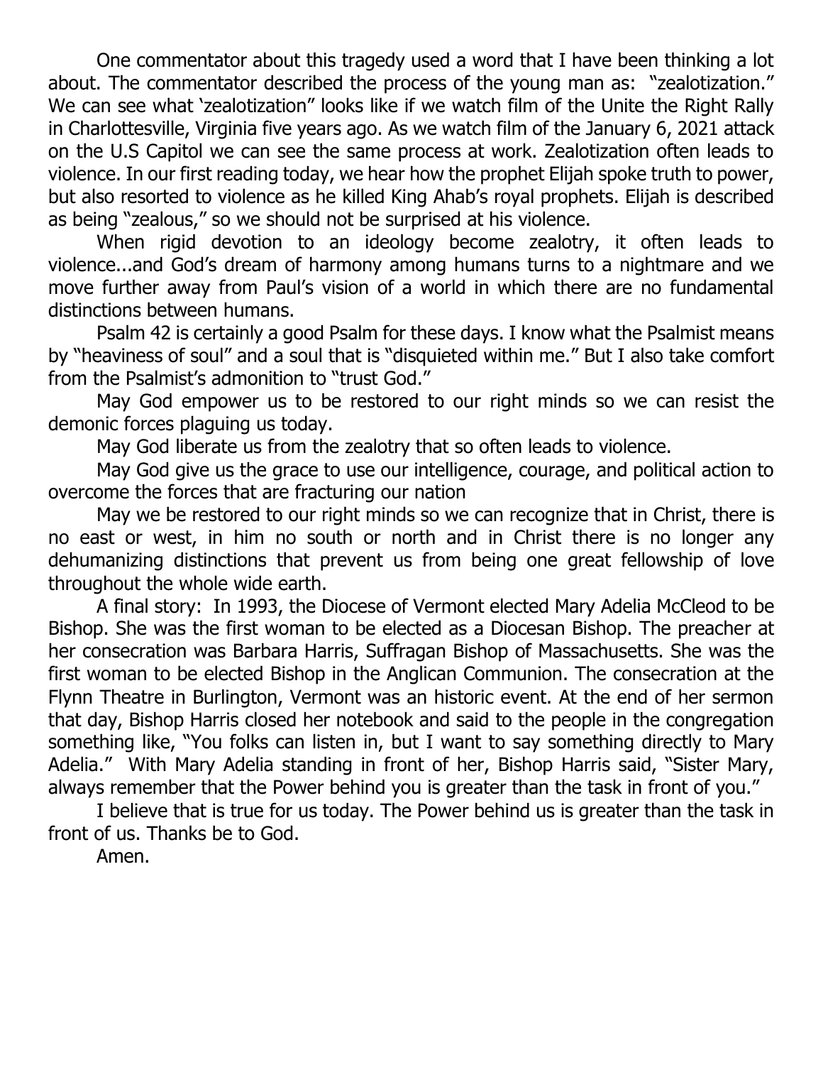One commentator about this tragedy used a word that I have been thinking a lot about. The commentator described the process of the young man as: "zealotization." We can see what 'zealotization" looks like if we watch film of the Unite the Right Rally in Charlottesville, Virginia five years ago. As we watch film of the January 6, 2021 attack on the U.S Capitol we can see the same process at work. Zealotization often leads to violence. In our first reading today, we hear how the prophet Elijah spoke truth to power, but also resorted to violence as he killed King Ahab's royal prophets. Elijah is described as being "zealous," so we should not be surprised at his violence.

When rigid devotion to an ideology become zealotry, it often leads to violence...and God's dream of harmony among humans turns to a nightmare and we move further away from Paul's vision of a world in which there are no fundamental distinctions between humans.

Psalm 42 is certainly a good Psalm for these days. I know what the Psalmist means by "heaviness of soul" and a soul that is "disquieted within me." But I also take comfort from the Psalmist's admonition to "trust God."

May God empower us to be restored to our right minds so we can resist the demonic forces plaguing us today.

May God liberate us from the zealotry that so often leads to violence.

May God give us the grace to use our intelligence, courage, and political action to overcome the forces that are fracturing our nation

May we be restored to our right minds so we can recognize that in Christ, there is no east or west, in him no south or north and in Christ there is no longer any dehumanizing distinctions that prevent us from being one great fellowship of love throughout the whole wide earth.

A final story: In 1993, the Diocese of Vermont elected Mary Adelia McCleod to be Bishop. She was the first woman to be elected as a Diocesan Bishop. The preacher at her consecration was Barbara Harris, Suffragan Bishop of Massachusetts. She was the first woman to be elected Bishop in the Anglican Communion. The consecration at the Flynn Theatre in Burlington, Vermont was an historic event. At the end of her sermon that day, Bishop Harris closed her notebook and said to the people in the congregation something like, "You folks can listen in, but I want to say something directly to Mary Adelia." With Mary Adelia standing in front of her, Bishop Harris said, "Sister Mary, always remember that the Power behind you is greater than the task in front of you."

I believe that is true for us today. The Power behind us is greater than the task in front of us. Thanks be to God.

Amen.